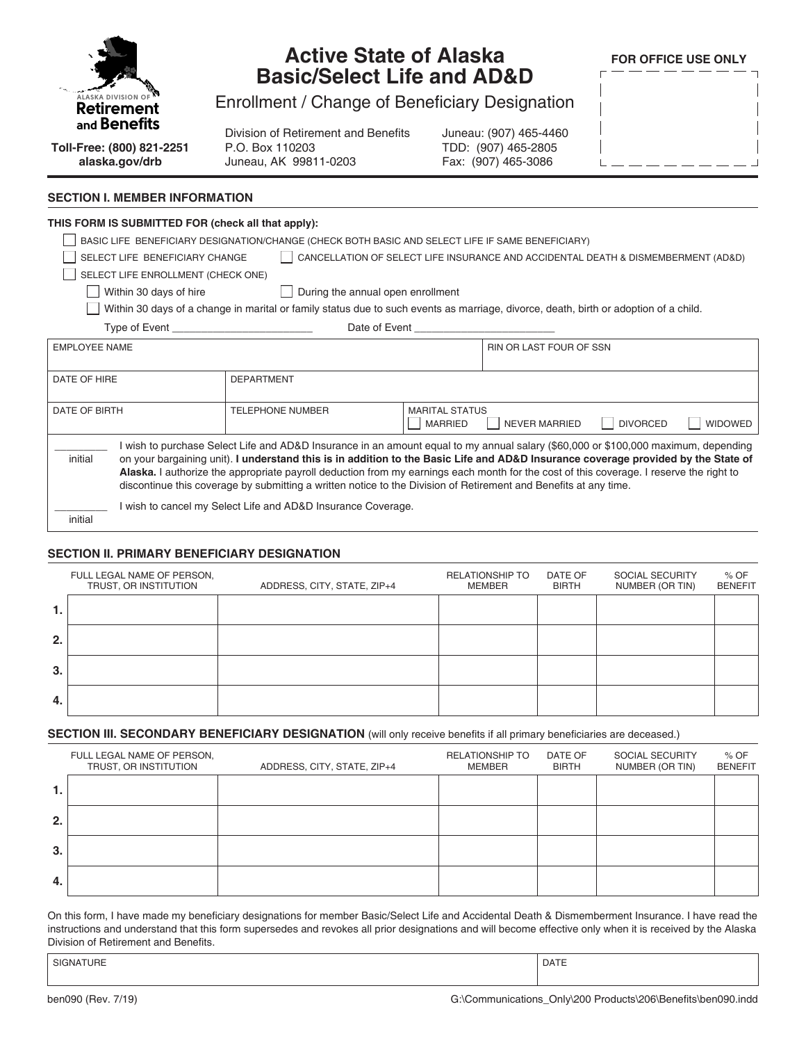# Active State of Alaska Basic/Select Life and AD&D

## Enrollment / Change of Beneficiary Designation

ALASKA DIVISION OF **Retirement and Benefits**

**Toll-Free: (800) 821-2251**
**alaska.gov/drb**

Division of Retirement and Benefits
P.O. Box 110203
Juneau, AK 99811-0203

Juneau: (907) 465-4460
TDD: (907) 465-2805
Fax: (907) 465-3086

**FOR OFFICE USE ONLY**

### SECTION I. MEMBER INFORMATION

**THIS FORM IS SUBMITTED FOR (check all that apply):**

- ☐ BASIC LIFE BENEFICIARY DESIGNATION/CHANGE (CHECK BOTH BASIC AND SELECT LIFE IF SAME BENEFICIARY)
- ☐ SELECT LIFE BENEFICIARY CHANGE
- ☐ CANCELLATION OF SELECT LIFE INSURANCE AND ACCIDENTAL DEATH & DISMEMBERMENT (AD&D)
- ☐ SELECT LIFE ENROLLMENT (CHECK ONE)
  - ☐ Within 30 days of hire
  - ☐ During the annual open enrollment
  - ☐ Within 30 days of a change in marital or family status due to such events as marriage, divorce, death, birth or adoption of a child.

Type of Event ________________________ Date of Event ________________________

| EMPLOYEE NAME | | RIN OR LAST FOUR OF SSN |
|---|---|---|
| | | |

| DATE OF HIRE | DEPARTMENT |
|---|---|
| | |

| DATE OF BIRTH | TELEPHONE NUMBER | MARITAL STATUS ☐ MARRIED ☐ NEVER MARRIED ☐ DIVORCED ☐ WIDOWED |
|---|---|---|
| | | |

_________ initial — I wish to purchase Select Life and AD&D Insurance in an amount equal to my annual salary ($60,000 or $100,000 maximum, depending on your bargaining unit). **I understand this is in addition to the Basic Life and AD&D Insurance coverage provided by the State of Alaska.** I authorize the appropriate payroll deduction from my earnings each month for the cost of this coverage. I reserve the right to discontinue this coverage by submitting a written notice to the Division of Retirement and Benefits at any time.

_________ initial — I wish to cancel my Select Life and AD&D Insurance Coverage.

### SECTION II. PRIMARY BENEFICIARY DESIGNATION

| | FULL LEGAL NAME OF PERSON, TRUST, OR INSTITUTION | ADDRESS, CITY, STATE, ZIP+4 | RELATIONSHIP TO MEMBER | DATE OF BIRTH | SOCIAL SECURITY NUMBER (OR TIN) | % OF BENEFIT |
|---|---|---|---|---|---|---|
| 1. | | | | | | |
| 2. | | | | | | |
| 3. | | | | | | |
| 4. | | | | | | |

### SECTION III. SECONDARY BENEFICIARY DESIGNATION (will only receive benefits if all primary beneficiaries are deceased.)

| | FULL LEGAL NAME OF PERSON, TRUST, OR INSTITUTION | ADDRESS, CITY, STATE, ZIP+4 | RELATIONSHIP TO MEMBER | DATE OF BIRTH | SOCIAL SECURITY NUMBER (OR TIN) | % OF BENEFIT |
|---|---|---|---|---|---|---|
| 1. | | | | | | |
| 2. | | | | | | |
| 3. | | | | | | |
| 4. | | | | | | |

On this form, I have made my beneficiary designations for member Basic/Select Life and Accidental Death & Dismemberment Insurance. I have read the instructions and understand that this form supersedes and revokes all prior designations and will become effective only when it is received by the Alaska Division of Retirement and Benefits.

| SIGNATURE | DATE |
|---|---|
| | |

ben090 (Rev. 7/19) G:\Communications_Only\200 Products\206\Benefits\ben090.indd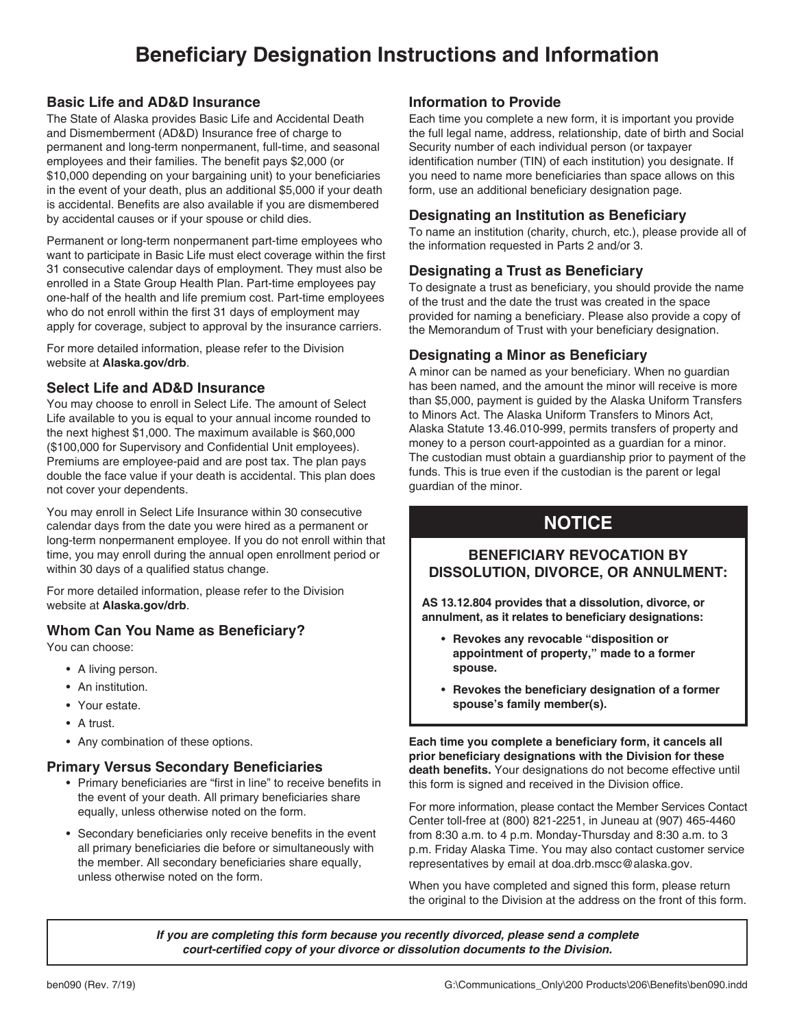# Beneficiary Designation Instructions and Information

## Basic Life and AD&D Insurance

The State of Alaska provides Basic Life and Accidental Death and Dismemberment (AD&D) Insurance free of charge to permanent and long-term nonpermanent, full-time, and seasonal employees and their families. The benefit pays $2,000 (or $10,000 depending on your bargaining unit) to your beneficiaries in the event of your death, plus an additional $5,000 if your death is accidental. Benefits are also available if you are dismembered by accidental causes or if your spouse or child dies.

Permanent or long-term nonpermanent part-time employees who want to participate in Basic Life must elect coverage within the first 31 consecutive calendar days of employment. They must also be enrolled in a State Group Health Plan. Part-time employees pay one-half of the health and life premium cost. Part-time employees who do not enroll within the first 31 days of employment may apply for coverage, subject to approval by the insurance carriers.

For more detailed information, please refer to the Division website at **Alaska.gov/drb**.

## Select Life and AD&D Insurance

You may choose to enroll in Select Life. The amount of Select Life available to you is equal to your annual income rounded to the next highest $1,000. The maximum available is $60,000 ($100,000 for Supervisory and Confidential Unit employees). Premiums are employee-paid and are post tax. The plan pays double the face value if your death is accidental. This plan does not cover your dependents.

You may enroll in Select Life Insurance within 30 consecutive calendar days from the date you were hired as a permanent or long-term nonpermanent employee. If you do not enroll within that time, you may enroll during the annual open enrollment period or within 30 days of a qualified status change.

For more detailed information, please refer to the Division website at **Alaska.gov/drb**.

## Whom Can You Name as Beneficiary?

You can choose:

- A living person.
- An institution.
- Your estate.
- A trust.
- Any combination of these options.

## Primary Versus Secondary Beneficiaries

- Primary beneficiaries are "first in line" to receive benefits in the event of your death. All primary beneficiaries share equally, unless otherwise noted on the form.
- Secondary beneficiaries only receive benefits in the event all primary beneficiaries die before or simultaneously with the member. All secondary beneficiaries share equally, unless otherwise noted on the form.

## Information to Provide

Each time you complete a new form, it is important you provide the full legal name, address, relationship, date of birth and Social Security number of each individual person (or taxpayer identification number (TIN) of each institution) you designate. If you need to name more beneficiaries than space allows on this form, use an additional beneficiary designation page.

## Designating an Institution as Beneficiary

To name an institution (charity, church, etc.), please provide all of the information requested in Parts 2 and/or 3.

## Designating a Trust as Beneficiary

To designate a trust as beneficiary, you should provide the name of the trust and the date the trust was created in the space provided for naming a beneficiary. Please also provide a copy of the Memorandum of Trust with your beneficiary designation.

## Designating a Minor as Beneficiary

A minor can be named as your beneficiary. When no guardian has been named, and the amount the minor will receive is more than $5,000, payment is guided by the Alaska Uniform Transfers to Minors Act. The Alaska Uniform Transfers to Minors Act, Alaska Statute 13.46.010-999, permits transfers of property and money to a person court-appointed as a guardian for a minor. The custodian must obtain a guardianship prior to payment of the funds. This is true even if the custodian is the parent or legal guardian of the minor.

## NOTICE

### BENEFICIARY REVOCATION BY DISSOLUTION, DIVORCE, OR ANNULMENT:

**AS 13.12.804 provides that a dissolution, divorce, or annulment, as it relates to beneficiary designations:**

- **Revokes any revocable "disposition or appointment of property," made to a former spouse.**
- **Revokes the beneficiary designation of a former spouse's family member(s).**

**Each time you complete a beneficiary form, it cancels all prior beneficiary designations with the Division for these death benefits.** Your designations do not become effective until this form is signed and received in the Division office.

For more information, please contact the Member Services Contact Center toll-free at (800) 821-2251, in Juneau at (907) 465-4460 from 8:30 a.m. to 4 p.m. Monday-Thursday and 8:30 a.m. to 3 p.m. Friday Alaska Time. You may also contact customer service representatives by email at doa.drb.mscc@alaska.gov.

When you have completed and signed this form, please return the original to the Division at the address on the front of this form.

***If you are completing this form because you recently divorced, please send a complete court-certified copy of your divorce or dissolution documents to the Division.***

ben090 (Rev. 7/19) G:\Communications_Only\200 Products\206\Benefits\ben090.indd